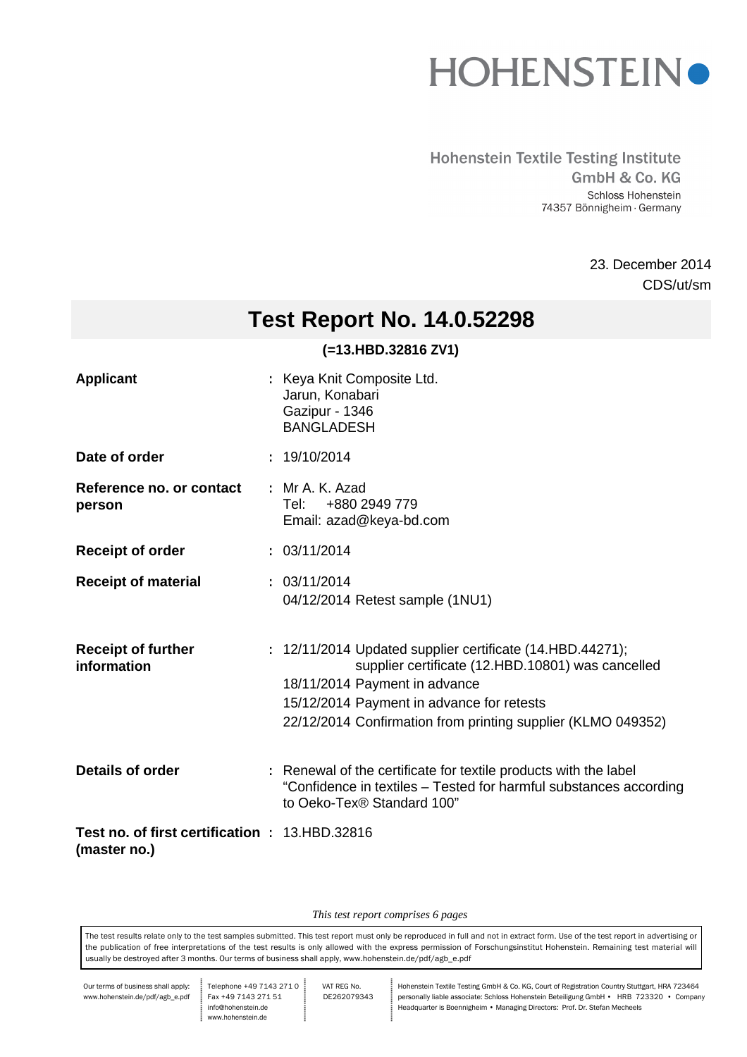# HOHENSTEIN

Hohenstein Textile Testing Institute
GmbH & Co. KG
Schloss Hohenstein
74357 Bönnigheim · Germany

23. December 2014
CDS/ut/sm

## Test Report No. 14.0.52298

**(=13.HBD.32816 ZV1)**

| | | |
|---|---|---|
| **Applicant** | : | Keya Knit Composite Ltd.<br>Jarun, Konabari<br>Gazipur - 1346<br>BANGLADESH |
| **Date of order** | : | 19/10/2014 |
| **Reference no. or contact person** | : | Mr A. K. Azad<br>Tel: +880 2949 779<br>Email: azad@keya-bd.com |
| **Receipt of order** | : | 03/11/2014 |
| **Receipt of material** | : | 03/11/2014<br>04/12/2014 Retest sample (1NU1) |
| **Receipt of further information** | : | 12/11/2014 Updated supplier certificate (14.HBD.44271); supplier certificate (12.HBD.10801) was cancelled<br>18/11/2014 Payment in advance<br>15/12/2014 Payment in advance for retests<br>22/12/2014 Confirmation from printing supplier (KLMO 049352) |
| **Details of order** | : | Renewal of the certificate for textile products with the label "Confidence in textiles – Tested for harmful substances according to Oeko-Tex® Standard 100" |
| **Test no. of first certification (master no.)** | : | 13.HBD.32816 |

*This test report comprises 6 pages*

The test results relate only to the test samples submitted. This test report must only be reproduced in full and not in extract form. Use of the test report in advertising or the publication of free interpretations of the test results is only allowed with the express permission of Forschungsinstitut Hohenstein. Remaining test material will usually be destroyed after 3 months. Our terms of business shall apply, www.hohenstein.de/pdf/agb_e.pdf

Our terms of business shall apply: www.hohenstein.de/pdf/agb_e.pdf | Telephone +49 7143 271 0, Fax +49 7143 271 51, info@hohenstein.de, www.hohenstein.de | VAT REG No. DE262079343 | Hohenstein Textile Testing GmbH & Co. KG, Court of Registration Country Stuttgart, HRA 723464 personally liable associate: Schloss Hohenstein Beteiligung GmbH • HRB 723320 • Company Headquarter is Boennigheim • Managing Directors: Prof. Dr. Stefan Mecheels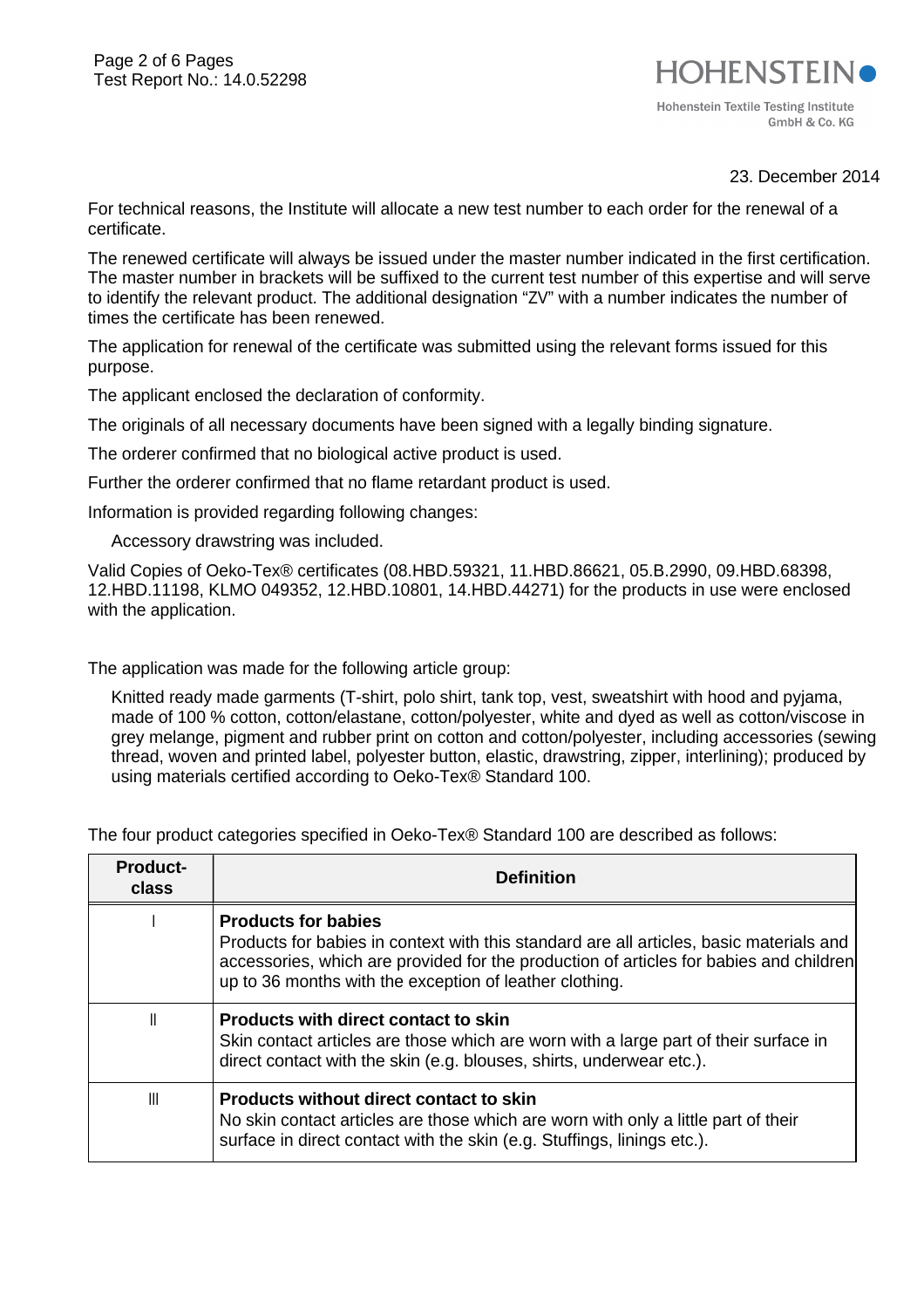23. December 2014

For technical reasons, the Institute will allocate a new test number to each order for the renewal of a certificate.

The renewed certificate will always be issued under the master number indicated in the first certification. The master number in brackets will be suffixed to the current test number of this expertise and will serve to identify the relevant product. The additional designation “ZV” with a number indicates the number of times the certificate has been renewed.

The application for renewal of the certificate was submitted using the relevant forms issued for this purpose.

The applicant enclosed the declaration of conformity.

The originals of all necessary documents have been signed with a legally binding signature.

The orderer confirmed that no biological active product is used.

Further the orderer confirmed that no flame retardant product is used.

Information is provided regarding following changes:

Accessory drawstring was included.

Valid Copies of Oeko-Tex® certificates (08.HBD.59321, 11.HBD.86621, 05.B.2990, 09.HBD.68398, 12.HBD.11198, KLMO 049352, 12.HBD.10801, 14.HBD.44271) for the products in use were enclosed with the application.

The application was made for the following article group:

Knitted ready made garments (T-shirt, polo shirt, tank top, vest, sweatshirt with hood and pyjama, made of 100 % cotton, cotton/elastane, cotton/polyester, white and dyed as well as cotton/viscose in grey melange, pigment and rubber print on cotton and cotton/polyester, including accessories (sewing thread, woven and printed label, polyester button, elastic, drawstring, zipper, interlining); produced by using materials certified according to Oeko-Tex® Standard 100.

The four product categories specified in Oeko-Tex® Standard 100 are described as follows:

| Product-class | Definition |
|---|---|
| I | **Products for babies** Products for babies in context with this standard are all articles, basic materials and accessories, which are provided for the production of articles for babies and children up to 36 months with the exception of leather clothing. |
| II | **Products with direct contact to skin** Skin contact articles are those which are worn with a large part of their surface in direct contact with the skin (e.g. blouses, shirts, underwear etc.). |
| III | **Products without direct contact to skin** No skin contact articles are those which are worn with only a little part of their surface in direct contact with the skin (e.g. Stuffings, linings etc.). |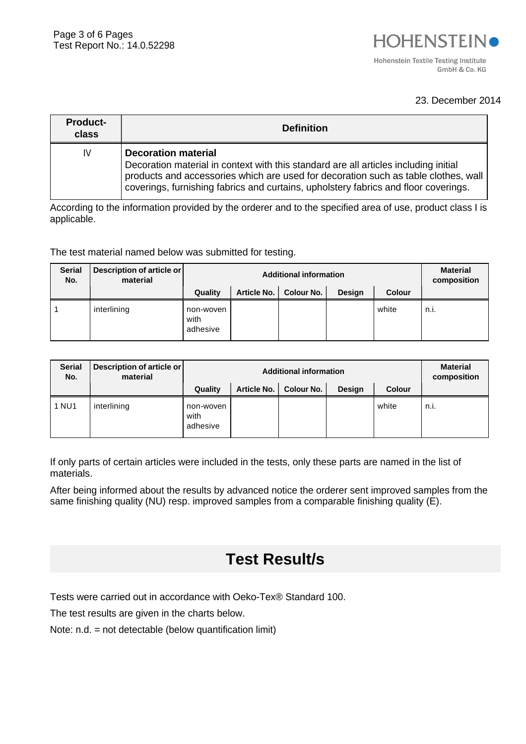23. December 2014

| Product-class | Definition |
|---|---|
| IV | **Decoration material**<br>Decoration material in context with this standard are all articles including initial products and accessories which are used for decoration such as table clothes, wall coverings, furnishing fabrics and curtains, upholstery fabrics and floor coverings. |

According to the information provided by the orderer and to the specified area of use, product class I is applicable.

The test material named below was submitted for testing.

| Serial No. | Description of article or material | Additional information | | | | | Material composition |
|---|---|---|---|---|---|---|---|
| | | Quality | Article No. | Colour No. | Design | Colour | |
| 1 | interlining | non-woven with adhesive | | | | white | n.i. |

| Serial No. | Description of article or material | Additional information | | | | | Material composition |
|---|---|---|---|---|---|---|---|
| | | Quality | Article No. | Colour No. | Design | Colour | |
| 1 NU1 | interlining | non-woven with adhesive | | | | white | n.i. |

If only parts of certain articles were included in the tests, only these parts are named in the list of materials.

After being informed about the results by advanced notice the orderer sent improved samples from the same finishing quality (NU) resp. improved samples from a comparable finishing quality (E).

# Test Result/s

Tests were carried out in accordance with Oeko-Tex® Standard 100.

The test results are given in the charts below.

Note: n.d. = not detectable (below quantification limit)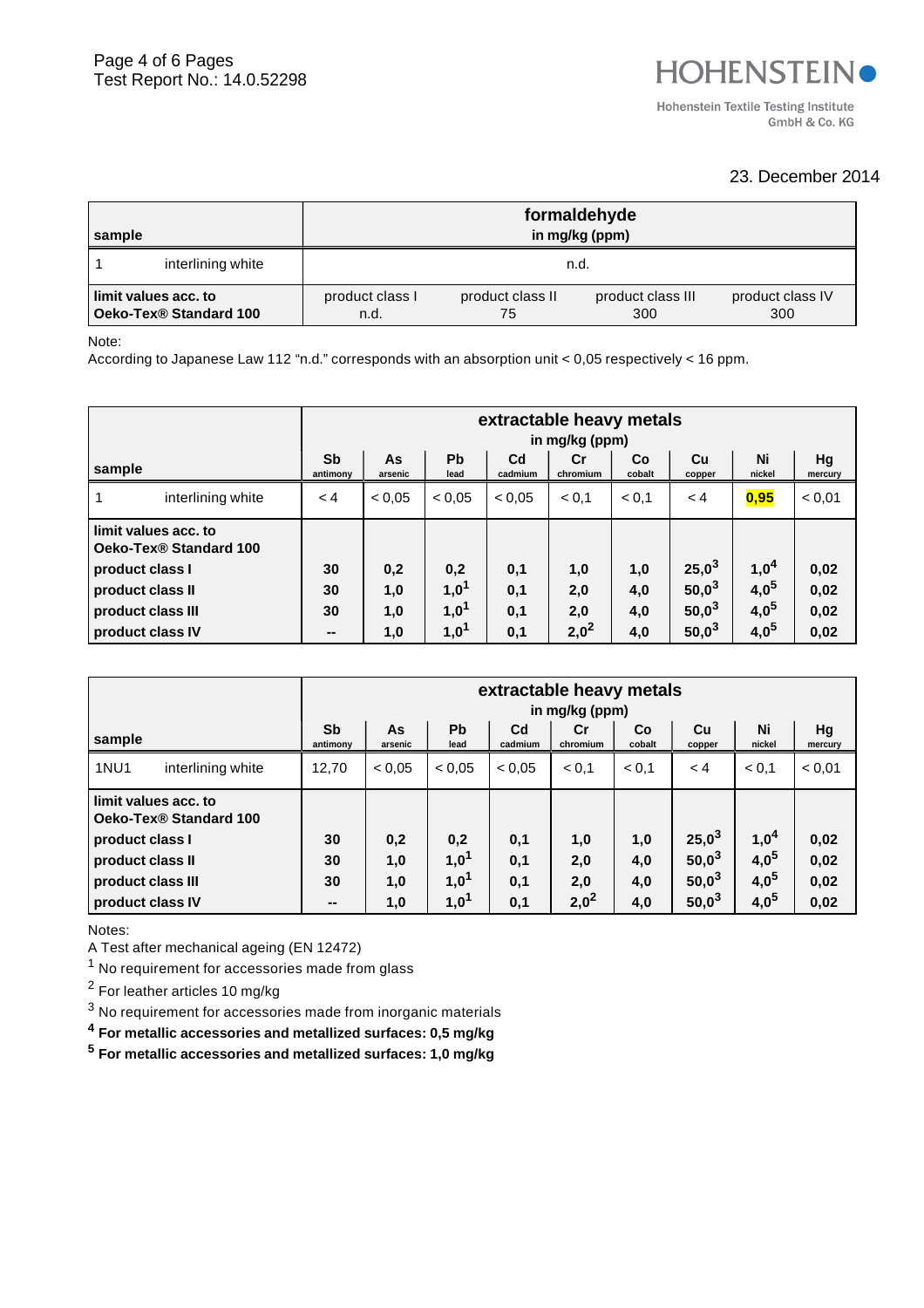23. December 2014

| sample | formaldehyde in mg/kg (ppm) | | | |
|---|---|---|---|---|
| 1 interlining white | n.d. | | | |
| **limit values acc. to Oeko-Tex® Standard 100** | product class I n.d. | product class II 75 | product class III 300 | product class IV 300 |

Note:
According to Japanese Law 112 "n.d." corresponds with an absorption unit < 0,05 respectively < 16 ppm.

| | extractable heavy metals in mg/kg (ppm) | | | | | | | | |
|---|---|---|---|---|---|---|---|---|---|
| **sample** | **Sb** antimony | **As** arsenic | **Pb** lead | **Cd** cadmium | **Cr** chromium | **Co** cobalt | **Cu** copper | **Ni** nickel | **Hg** mercury |
| 1 interlining white | < 4 | < 0,05 | < 0,05 | < 0,05 | < 0,1 | < 0,1 | < 4 | **0,95** | < 0,01 |
| **limit values acc. to Oeko-Tex® Standard 100** | | | | | | | | | |
| **product class I** | **30** | **0,2** | **0,2** | **0,1** | **1,0** | **1,0** | **25,0**[3] | **1,0**[4] | **0,02** |
| **product class II** | **30** | **1,0** | **1,0**[1] | **0,1** | **2,0** | **4,0** | **50,0**[3] | **4,0**[5] | **0,02** |
| **product class III** | **30** | **1,0** | **1,0**[1] | **0,1** | **2,0** | **4,0** | **50,0**[3] | **4,0**[5] | **0,02** |
| **product class IV** | **--** | **1,0** | **1,0**[1] | **0,1** | **2,0**[2] | **4,0** | **50,0**[3] | **4,0**[5] | **0,02** |

| | extractable heavy metals in mg/kg (ppm) | | | | | | | | |
|---|---|---|---|---|---|---|---|---|---|
| **sample** | **Sb** antimony | **As** arsenic | **Pb** lead | **Cd** cadmium | **Cr** chromium | **Co** cobalt | **Cu** copper | **Ni** nickel | **Hg** mercury |
| 1NU1 interlining white | 12,70 | < 0,05 | < 0,05 | < 0,05 | < 0,1 | < 0,1 | < 4 | < 0,1 | < 0,01 |
| **limit values acc. to Oeko-Tex® Standard 100** | | | | | | | | | |
| **product class I** | **30** | **0,2** | **0,2** | **0,1** | **1,0** | **1,0** | **25,0**[3] | **1,0**[4] | **0,02** |
| **product class II** | **30** | **1,0** | **1,0**[1] | **0,1** | **2,0** | **4,0** | **50,0**[3] | **4,0**[5] | **0,02** |
| **product class III** | **30** | **1,0** | **1,0**[1] | **0,1** | **2,0** | **4,0** | **50,0**[3] | **4,0**[5] | **0,02** |
| **product class IV** | **--** | **1,0** | **1,0**[1] | **0,1** | **2,0**[2] | **4,0** | **50,0**[3] | **4,0**[5] | **0,02** |

Notes:

A Test after mechanical ageing (EN 12472)

[1] No requirement for accessories made from glass

[2] For leather articles 10 mg/kg

[3] No requirement for accessories made from inorganic materials

**[4] For metallic accessories and metallized surfaces: 0,5 mg/kg**

**[5] For metallic accessories and metallized surfaces: 1,0 mg/kg**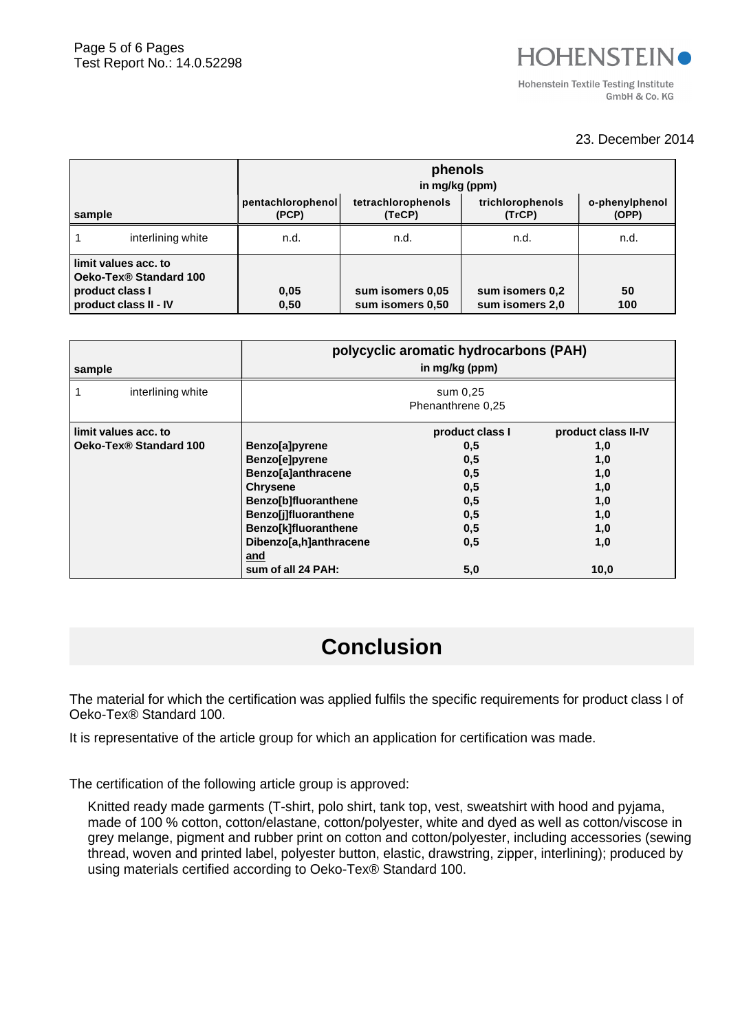23. December 2014

| sample | phenols in mg/kg (ppm) | | | |
|---|---|---|---|---|
| | **pentachlorophenol (PCP)** | **tetrachlorophenols (TeCP)** | **trichlorophenols (TrCP)** | **o-phenylphenol (OPP)** |
| 1 interlining white | n.d. | n.d. | n.d. | n.d. |
| **limit values acc. to Oeko-Tex® Standard 100 product class I product class II - IV** | **0,05 0,50** | **sum isomers 0,05 sum isomers 0,50** | **sum isomers 0,2 sum isomers 2,0** | **50 100** |

| sample | polycyclic aromatic hydrocarbons (PAH) in mg/kg (ppm) | | |
|---|---|---|---|
| 1 interlining white | sum 0,25 Phenanthrene 0,25 | | |
| **limit values acc. to Oeko-Tex® Standard 100** | | **product class I** | **product class II-IV** |
| | **Benzo[a]pyrene** | **0,5** | **1,0** |
| | **Benzo[e]pyrene** | **0,5** | **1,0** |
| | **Benzo[a]anthracene** | **0,5** | **1,0** |
| | **Chrysene** | **0,5** | **1,0** |
| | **Benzo[b]fluoranthene** | **0,5** | **1,0** |
| | **Benzo[j]fluoranthene** | **0,5** | **1,0** |
| | **Benzo[k]fluoranthene** | **0,5** | **1,0** |
| | **Dibenzo[a,h]anthracene** | **0,5** | **1,0** |
| | **and sum of all 24 PAH:** | **5,0** | **10,0** |

# Conclusion

The material for which the certification was applied fulfils the specific requirements for product class I of Oeko-Tex® Standard 100.

It is representative of the article group for which an application for certification was made.

The certification of the following article group is approved:

Knitted ready made garments (T-shirt, polo shirt, tank top, vest, sweatshirt with hood and pyjama, made of 100 % cotton, cotton/elastane, cotton/polyester, white and dyed as well as cotton/viscose in grey melange, pigment and rubber print on cotton and cotton/polyester, including accessories (sewing thread, woven and printed label, polyester button, elastic, drawstring, zipper, interlining); produced by using materials certified according to Oeko-Tex® Standard 100.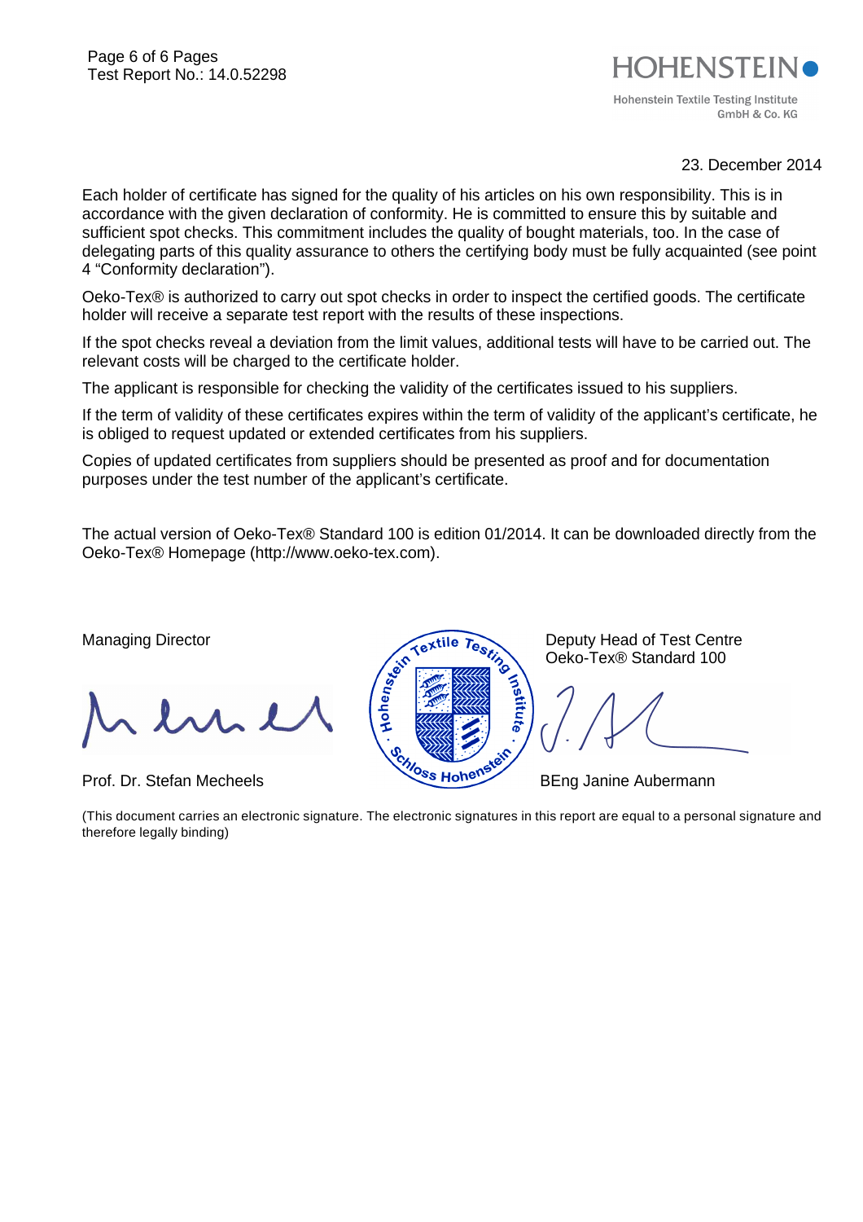23. December 2014

Each holder of certificate has signed for the quality of his articles on his own responsibility. This is in accordance with the given declaration of conformity. He is committed to ensure this by suitable and sufficient spot checks. This commitment includes the quality of bought materials, too. In the case of delegating parts of this quality assurance to others the certifying body must be fully acquainted (see point 4 "Conformity declaration").

Oeko-Tex® is authorized to carry out spot checks in order to inspect the certified goods. The certificate holder will receive a separate test report with the results of these inspections.

If the spot checks reveal a deviation from the limit values, additional tests will have to be carried out. The relevant costs will be charged to the certificate holder.

The applicant is responsible for checking the validity of the certificates issued to his suppliers.

If the term of validity of these certificates expires within the term of validity of the applicant's certificate, he is obliged to request updated or extended certificates from his suppliers.

Copies of updated certificates from suppliers should be presented as proof and for documentation purposes under the test number of the applicant's certificate.

The actual version of Oeko-Tex® Standard 100 is edition 01/2014. It can be downloaded directly from the Oeko-Tex® Homepage (http://www.oeko-tex.com).

Managing Director

Prof. Dr. Stefan Mecheels

Hohenstein Textile Testing Institute · Schloss Hohenstein ·

Deputy Head of Test Centre
Oeko-Tex® Standard 100

BEng Janine Aubermann

(This document carries an electronic signature. The electronic signatures in this report are equal to a personal signature and therefore legally binding)